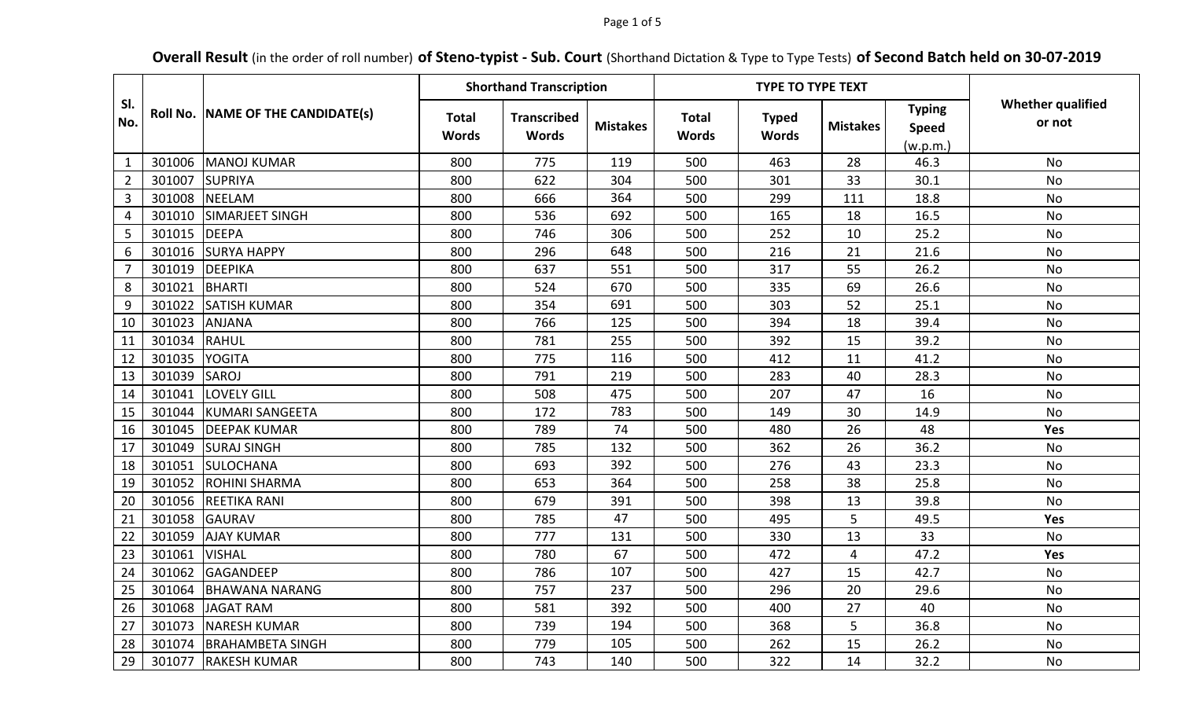**Overall Result** (in the order of roll number) **of Steno-typist - Sub. Court** (Shorthand Dictation & Type to Type Tests) **of Second Batch held on 30-07-2019**

| Sl. No. | Roll No. | NAME OF THE CANDIDATE(s) | Shorthand Transcription | | | TYPE TO TYPE TEXT | | | | Whether qualified or not |
|---|---|---|---|---|---|---|---|---|---|---|
| | | | Total Words | Transcribed Words | Mistakes | Total Words | Typed Words | Mistakes | Typing Speed (w.p.m.) | |
| 1 | 301006 | MANOJ KUMAR | 800 | 775 | 119 | 500 | 463 | 28 | 46.3 | No |
| 2 | 301007 | SUPRIYA | 800 | 622 | 304 | 500 | 301 | 33 | 30.1 | No |
| 3 | 301008 | NEELAM | 800 | 666 | 364 | 500 | 299 | 111 | 18.8 | No |
| 4 | 301010 | SIMARJEET SINGH | 800 | 536 | 692 | 500 | 165 | 18 | 16.5 | No |
| 5 | 301015 | DEEPA | 800 | 746 | 306 | 500 | 252 | 10 | 25.2 | No |
| 6 | 301016 | SURYA HAPPY | 800 | 296 | 648 | 500 | 216 | 21 | 21.6 | No |
| 7 | 301019 | DEEPIKA | 800 | 637 | 551 | 500 | 317 | 55 | 26.2 | No |
| 8 | 301021 | BHARTI | 800 | 524 | 670 | 500 | 335 | 69 | 26.6 | No |
| 9 | 301022 | SATISH KUMAR | 800 | 354 | 691 | 500 | 303 | 52 | 25.1 | No |
| 10 | 301023 | ANJANA | 800 | 766 | 125 | 500 | 394 | 18 | 39.4 | No |
| 11 | 301034 | RAHUL | 800 | 781 | 255 | 500 | 392 | 15 | 39.2 | No |
| 12 | 301035 | YOGITA | 800 | 775 | 116 | 500 | 412 | 11 | 41.2 | No |
| 13 | 301039 | SAROJ | 800 | 791 | 219 | 500 | 283 | 40 | 28.3 | No |
| 14 | 301041 | LOVELY GILL | 800 | 508 | 475 | 500 | 207 | 47 | 16 | No |
| 15 | 301044 | KUMARI SANGEETA | 800 | 172 | 783 | 500 | 149 | 30 | 14.9 | No |
| 16 | 301045 | DEEPAK KUMAR | 800 | 789 | 74 | 500 | 480 | 26 | 48 | **Yes** |
| 17 | 301049 | SURAJ SINGH | 800 | 785 | 132 | 500 | 362 | 26 | 36.2 | No |
| 18 | 301051 | SULOCHANA | 800 | 693 | 392 | 500 | 276 | 43 | 23.3 | No |
| 19 | 301052 | ROHINI SHARMA | 800 | 653 | 364 | 500 | 258 | 38 | 25.8 | No |
| 20 | 301056 | REETIKA RANI | 800 | 679 | 391 | 500 | 398 | 13 | 39.8 | No |
| 21 | 301058 | GAURAV | 800 | 785 | 47 | 500 | 495 | 5 | 49.5 | **Yes** |
| 22 | 301059 | AJAY KUMAR | 800 | 777 | 131 | 500 | 330 | 13 | 33 | No |
| 23 | 301061 | VISHAL | 800 | 780 | 67 | 500 | 472 | 4 | 47.2 | **Yes** |
| 24 | 301062 | GAGANDEEP | 800 | 786 | 107 | 500 | 427 | 15 | 42.7 | No |
| 25 | 301064 | BHAWANA NARANG | 800 | 757 | 237 | 500 | 296 | 20 | 29.6 | No |
| 26 | 301068 | JAGAT RAM | 800 | 581 | 392 | 500 | 400 | 27 | 40 | No |
| 27 | 301073 | NARESH KUMAR | 800 | 739 | 194 | 500 | 368 | 5 | 36.8 | No |
| 28 | 301074 | BRAHAMBETA SINGH | 800 | 779 | 105 | 500 | 262 | 15 | 26.2 | No |
| 29 | 301077 | RAKESH KUMAR | 800 | 743 | 140 | 500 | 322 | 14 | 32.2 | No |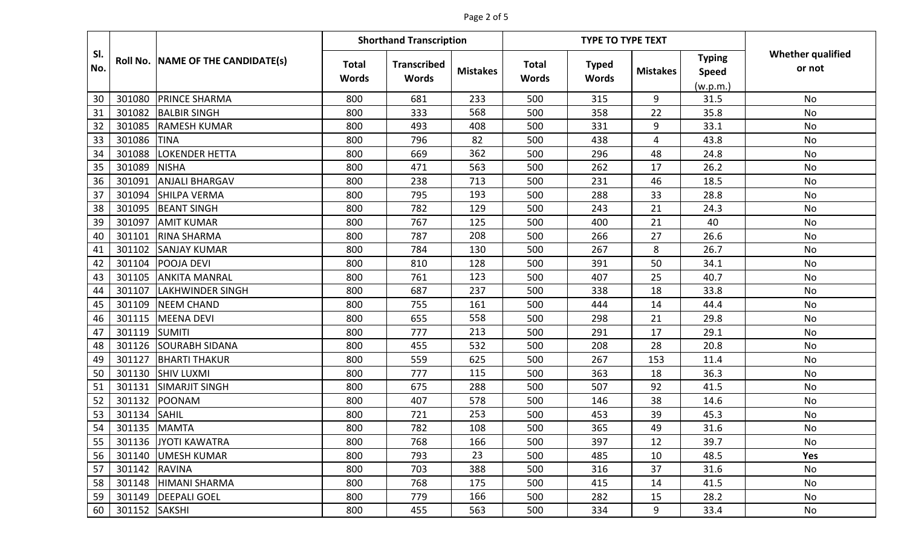| Sl. No. | Roll No. | NAME OF THE CANDIDATE(s) | Shorthand Transcription | | | TYPE TO TYPE TEXT | | | | Whether qualified or not |
|---|---|---|---|---|---|---|---|---|---|---|
| | | | Total Words | Transcribed Words | Mistakes | Total Words | Typed Words | Mistakes | Typing Speed (w.p.m.) | |
| 30 | 301080 | PRINCE SHARMA | 800 | 681 | 233 | 500 | 315 | 9 | 31.5 | No |
| 31 | 301082 | BALBIR SINGH | 800 | 333 | 568 | 500 | 358 | 22 | 35.8 | No |
| 32 | 301085 | RAMESH KUMAR | 800 | 493 | 408 | 500 | 331 | 9 | 33.1 | No |
| 33 | 301086 | TINA | 800 | 796 | 82 | 500 | 438 | 4 | 43.8 | No |
| 34 | 301088 | LOKENDER HETTA | 800 | 669 | 362 | 500 | 296 | 48 | 24.8 | No |
| 35 | 301089 | NISHA | 800 | 471 | 563 | 500 | 262 | 17 | 26.2 | No |
| 36 | 301091 | ANJALI BHARGAV | 800 | 238 | 713 | 500 | 231 | 46 | 18.5 | No |
| 37 | 301094 | SHILPA VERMA | 800 | 795 | 193 | 500 | 288 | 33 | 28.8 | No |
| 38 | 301095 | BEANT SINGH | 800 | 782 | 129 | 500 | 243 | 21 | 24.3 | No |
| 39 | 301097 | AMIT KUMAR | 800 | 767 | 125 | 500 | 400 | 21 | 40 | No |
| 40 | 301101 | RINA SHARMA | 800 | 787 | 208 | 500 | 266 | 27 | 26.6 | No |
| 41 | 301102 | SANJAY KUMAR | 800 | 784 | 130 | 500 | 267 | 8 | 26.7 | No |
| 42 | 301104 | POOJA DEVI | 800 | 810 | 128 | 500 | 391 | 50 | 34.1 | No |
| 43 | 301105 | ANKITA MANRAL | 800 | 761 | 123 | 500 | 407 | 25 | 40.7 | No |
| 44 | 301107 | LAKHWINDER SINGH | 800 | 687 | 237 | 500 | 338 | 18 | 33.8 | No |
| 45 | 301109 | NEEM CHAND | 800 | 755 | 161 | 500 | 444 | 14 | 44.4 | No |
| 46 | 301115 | MEENA DEVI | 800 | 655 | 558 | 500 | 298 | 21 | 29.8 | No |
| 47 | 301119 | SUMITI | 800 | 777 | 213 | 500 | 291 | 17 | 29.1 | No |
| 48 | 301126 | SOURABH SIDANA | 800 | 455 | 532 | 500 | 208 | 28 | 20.8 | No |
| 49 | 301127 | BHARTI THAKUR | 800 | 559 | 625 | 500 | 267 | 153 | 11.4 | No |
| 50 | 301130 | SHIV LUXMI | 800 | 777 | 115 | 500 | 363 | 18 | 36.3 | No |
| 51 | 301131 | SIMARJIT SINGH | 800 | 675 | 288 | 500 | 507 | 92 | 41.5 | No |
| 52 | 301132 | POONAM | 800 | 407 | 578 | 500 | 146 | 38 | 14.6 | No |
| 53 | 301134 | SAHIL | 800 | 721 | 253 | 500 | 453 | 39 | 45.3 | No |
| 54 | 301135 | MAMTA | 800 | 782 | 108 | 500 | 365 | 49 | 31.6 | No |
| 55 | 301136 | JYOTI KAWATRA | 800 | 768 | 166 | 500 | 397 | 12 | 39.7 | No |
| 56 | 301140 | UMESH KUMAR | 800 | 793 | 23 | 500 | 485 | 10 | 48.5 | **Yes** |
| 57 | 301142 | RAVINA | 800 | 703 | 388 | 500 | 316 | 37 | 31.6 | No |
| 58 | 301148 | HIMANI SHARMA | 800 | 768 | 175 | 500 | 415 | 14 | 41.5 | No |
| 59 | 301149 | DEEPALI GOEL | 800 | 779 | 166 | 500 | 282 | 15 | 28.2 | No |
| 60 | 301152 | SAKSHI | 800 | 455 | 563 | 500 | 334 | 9 | 33.4 | No |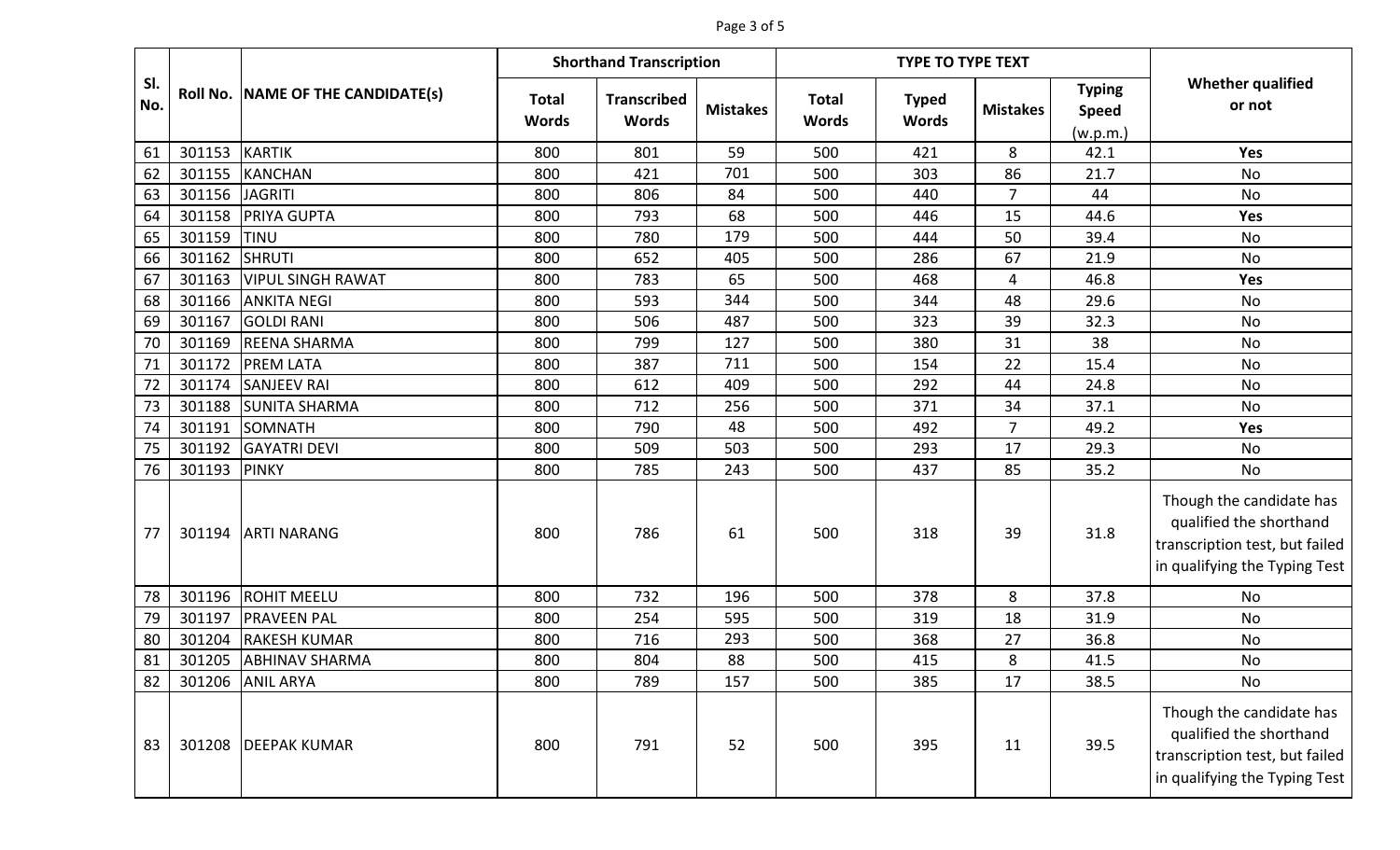| Sl. No. | Roll No. | NAME OF THE CANDIDATE(s) | Shorthand Transcription | | | TYPE TO TYPE TEXT | | | | Whether qualified or not |
|---|---|---|---|---|---|---|---|---|---|---|
| | | | Total Words | Transcribed Words | Mistakes | Total Words | Typed Words | Mistakes | Typing Speed (w.p.m.) | |
| 61 | 301153 | KARTIK | 800 | 801 | 59 | 500 | 421 | 8 | 42.1 | **Yes** |
| 62 | 301155 | KANCHAN | 800 | 421 | 701 | 500 | 303 | 86 | 21.7 | No |
| 63 | 301156 | JAGRITI | 800 | 806 | 84 | 500 | 440 | 7 | 44 | No |
| 64 | 301158 | PRIYA GUPTA | 800 | 793 | 68 | 500 | 446 | 15 | 44.6 | **Yes** |
| 65 | 301159 | TINU | 800 | 780 | 179 | 500 | 444 | 50 | 39.4 | No |
| 66 | 301162 | SHRUTI | 800 | 652 | 405 | 500 | 286 | 67 | 21.9 | No |
| 67 | 301163 | VIPUL SINGH RAWAT | 800 | 783 | 65 | 500 | 468 | 4 | 46.8 | **Yes** |
| 68 | 301166 | ANKITA NEGI | 800 | 593 | 344 | 500 | 344 | 48 | 29.6 | No |
| 69 | 301167 | GOLDI RANI | 800 | 506 | 487 | 500 | 323 | 39 | 32.3 | No |
| 70 | 301169 | REENA SHARMA | 800 | 799 | 127 | 500 | 380 | 31 | 38 | No |
| 71 | 301172 | PREM LATA | 800 | 387 | 711 | 500 | 154 | 22 | 15.4 | No |
| 72 | 301174 | SANJEEV RAI | 800 | 612 | 409 | 500 | 292 | 44 | 24.8 | No |
| 73 | 301188 | SUNITA SHARMA | 800 | 712 | 256 | 500 | 371 | 34 | 37.1 | No |
| 74 | 301191 | SOMNATH | 800 | 790 | 48 | 500 | 492 | 7 | 49.2 | **Yes** |
| 75 | 301192 | GAYATRI DEVI | 800 | 509 | 503 | 500 | 293 | 17 | 29.3 | No |
| 76 | 301193 | PINKY | 800 | 785 | 243 | 500 | 437 | 85 | 35.2 | No |
| 77 | 301194 | ARTI NARANG | 800 | 786 | 61 | 500 | 318 | 39 | 31.8 | Though the candidate has qualified the shorthand transcription test, but failed in qualifying the Typing Test |
| 78 | 301196 | ROHIT MEELU | 800 | 732 | 196 | 500 | 378 | 8 | 37.8 | No |
| 79 | 301197 | PRAVEEN PAL | 800 | 254 | 595 | 500 | 319 | 18 | 31.9 | No |
| 80 | 301204 | RAKESH KUMAR | 800 | 716 | 293 | 500 | 368 | 27 | 36.8 | No |
| 81 | 301205 | ABHINAV SHARMA | 800 | 804 | 88 | 500 | 415 | 8 | 41.5 | No |
| 82 | 301206 | ANIL ARYA | 800 | 789 | 157 | 500 | 385 | 17 | 38.5 | No |
| 83 | 301208 | DEEPAK KUMAR | 800 | 791 | 52 | 500 | 395 | 11 | 39.5 | Though the candidate has qualified the shorthand transcription test, but failed in qualifying the Typing Test |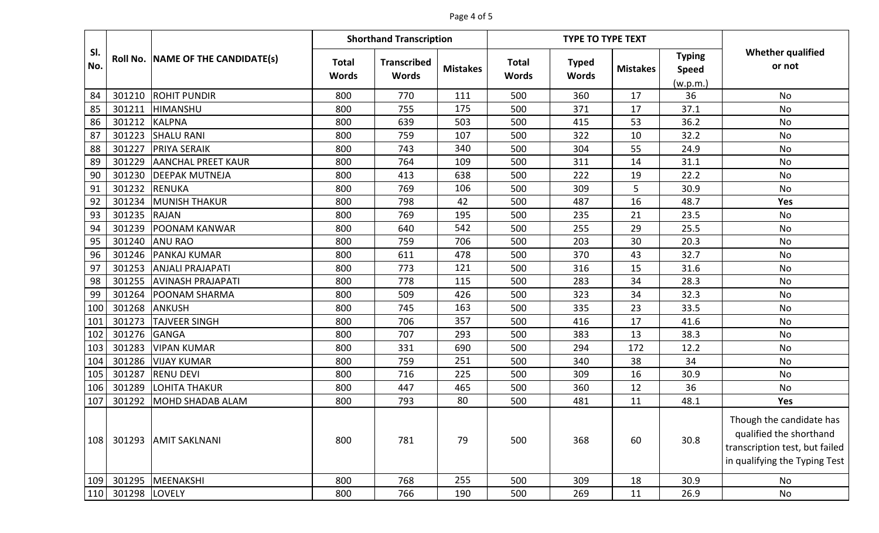| Sl. No. | Roll No. | NAME OF THE CANDIDATE(s) | Shorthand Transcription | | | TYPE TO TYPE TEXT | | | | Whether qualified or not |
|---|---|---|---|---|---|---|---|---|---|---|
| | | | Total Words | Transcribed Words | Mistakes | Total Words | Typed Words | Mistakes | Typing Speed (w.p.m.) | |
| 84 | 301210 | ROHIT PUNDIR | 800 | 770 | 111 | 500 | 360 | 17 | 36 | No |
| 85 | 301211 | HIMANSHU | 800 | 755 | 175 | 500 | 371 | 17 | 37.1 | No |
| 86 | 301212 | KALPNA | 800 | 639 | 503 | 500 | 415 | 53 | 36.2 | No |
| 87 | 301223 | SHALU RANI | 800 | 759 | 107 | 500 | 322 | 10 | 32.2 | No |
| 88 | 301227 | PRIYA SERAIK | 800 | 743 | 340 | 500 | 304 | 55 | 24.9 | No |
| 89 | 301229 | AANCHAL PREET KAUR | 800 | 764 | 109 | 500 | 311 | 14 | 31.1 | No |
| 90 | 301230 | DEEPAK MUTNEJA | 800 | 413 | 638 | 500 | 222 | 19 | 22.2 | No |
| 91 | 301232 | RENUKA | 800 | 769 | 106 | 500 | 309 | 5 | 30.9 | No |
| 92 | 301234 | MUNISH THAKUR | 800 | 798 | 42 | 500 | 487 | 16 | 48.7 | **Yes** |
| 93 | 301235 | RAJAN | 800 | 769 | 195 | 500 | 235 | 21 | 23.5 | No |
| 94 | 301239 | POONAM KANWAR | 800 | 640 | 542 | 500 | 255 | 29 | 25.5 | No |
| 95 | 301240 | ANU RAO | 800 | 759 | 706 | 500 | 203 | 30 | 20.3 | No |
| 96 | 301246 | PANKAJ KUMAR | 800 | 611 | 478 | 500 | 370 | 43 | 32.7 | No |
| 97 | 301253 | ANJALI PRAJAPATI | 800 | 773 | 121 | 500 | 316 | 15 | 31.6 | No |
| 98 | 301255 | AVINASH PRAJAPATI | 800 | 778 | 115 | 500 | 283 | 34 | 28.3 | No |
| 99 | 301264 | POONAM SHARMA | 800 | 509 | 426 | 500 | 323 | 34 | 32.3 | No |
| 100 | 301268 | ANKUSH | 800 | 745 | 163 | 500 | 335 | 23 | 33.5 | No |
| 101 | 301273 | TAJVEER SINGH | 800 | 706 | 357 | 500 | 416 | 17 | 41.6 | No |
| 102 | 301276 | GANGA | 800 | 707 | 293 | 500 | 383 | 13 | 38.3 | No |
| 103 | 301283 | VIPAN KUMAR | 800 | 331 | 690 | 500 | 294 | 172 | 12.2 | No |
| 104 | 301286 | VIJAY KUMAR | 800 | 759 | 251 | 500 | 340 | 38 | 34 | No |
| 105 | 301287 | RENU DEVI | 800 | 716 | 225 | 500 | 309 | 16 | 30.9 | No |
| 106 | 301289 | LOHITA THAKUR | 800 | 447 | 465 | 500 | 360 | 12 | 36 | No |
| 107 | 301292 | MOHD SHADAB ALAM | 800 | 793 | 80 | 500 | 481 | 11 | 48.1 | **Yes** |
| 108 | 301293 | AMIT SAKLNANI | 800 | 781 | 79 | 500 | 368 | 60 | 30.8 | Though the candidate has qualified the shorthand transcription test, but failed in qualifying the Typing Test |
| 109 | 301295 | MEENAKSHI | 800 | 768 | 255 | 500 | 309 | 18 | 30.9 | No |
| 110 | 301298 | LOVELY | 800 | 766 | 190 | 500 | 269 | 11 | 26.9 | No |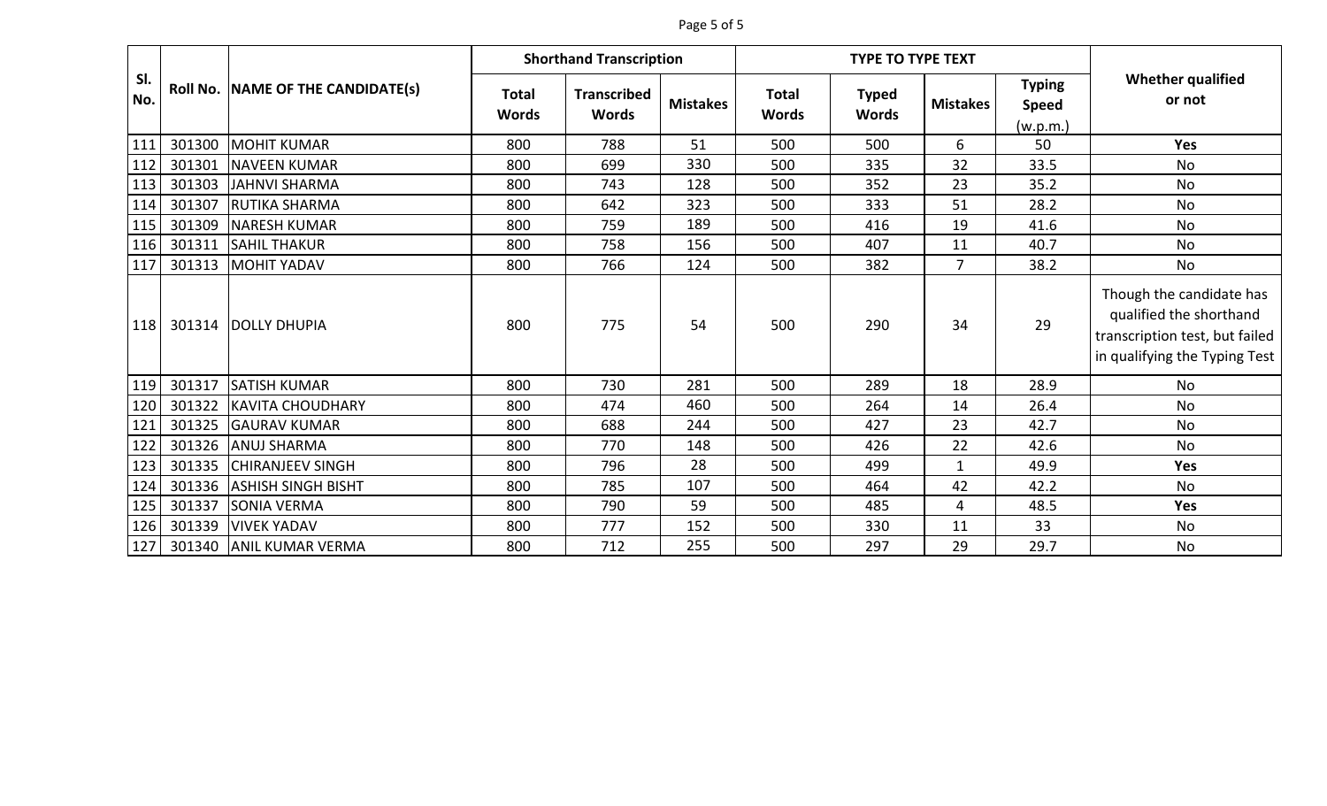| Sl. No. | Roll No. | NAME OF THE CANDIDATE(s) | Shorthand Transcription | | | TYPE TO TYPE TEXT | | | | Whether qualified or not |
|---|---|---|---|---|---|---|---|---|---|---|
| | | | Total Words | Transcribed Words | Mistakes | Total Words | Typed Words | Mistakes | Typing Speed (w.p.m.) | |
| 111 | 301300 | MOHIT KUMAR | 800 | 788 | 51 | 500 | 500 | 6 | 50 | **Yes** |
| 112 | 301301 | NAVEEN KUMAR | 800 | 699 | 330 | 500 | 335 | 32 | 33.5 | No |
| 113 | 301303 | JAHNVI SHARMA | 800 | 743 | 128 | 500 | 352 | 23 | 35.2 | No |
| 114 | 301307 | RUTIKA SHARMA | 800 | 642 | 323 | 500 | 333 | 51 | 28.2 | No |
| 115 | 301309 | NARESH KUMAR | 800 | 759 | 189 | 500 | 416 | 19 | 41.6 | No |
| 116 | 301311 | SAHIL THAKUR | 800 | 758 | 156 | 500 | 407 | 11 | 40.7 | No |
| 117 | 301313 | MOHIT YADAV | 800 | 766 | 124 | 500 | 382 | 7 | 38.2 | No |
| 118 | 301314 | DOLLY DHUPIA | 800 | 775 | 54 | 500 | 290 | 34 | 29 | Though the candidate has qualified the shorthand transcription test, but failed in qualifying the Typing Test |
| 119 | 301317 | SATISH KUMAR | 800 | 730 | 281 | 500 | 289 | 18 | 28.9 | No |
| 120 | 301322 | KAVITA CHOUDHARY | 800 | 474 | 460 | 500 | 264 | 14 | 26.4 | No |
| 121 | 301325 | GAURAV KUMAR | 800 | 688 | 244 | 500 | 427 | 23 | 42.7 | No |
| 122 | 301326 | ANUJ SHARMA | 800 | 770 | 148 | 500 | 426 | 22 | 42.6 | No |
| 123 | 301335 | CHIRANJEEV SINGH | 800 | 796 | 28 | 500 | 499 | 1 | 49.9 | **Yes** |
| 124 | 301336 | ASHISH SINGH BISHT | 800 | 785 | 107 | 500 | 464 | 42 | 42.2 | No |
| 125 | 301337 | SONIA VERMA | 800 | 790 | 59 | 500 | 485 | 4 | 48.5 | **Yes** |
| 126 | 301339 | VIVEK YADAV | 800 | 777 | 152 | 500 | 330 | 11 | 33 | No |
| 127 | 301340 | ANIL KUMAR VERMA | 800 | 712 | 255 | 500 | 297 | 29 | 29.7 | No |